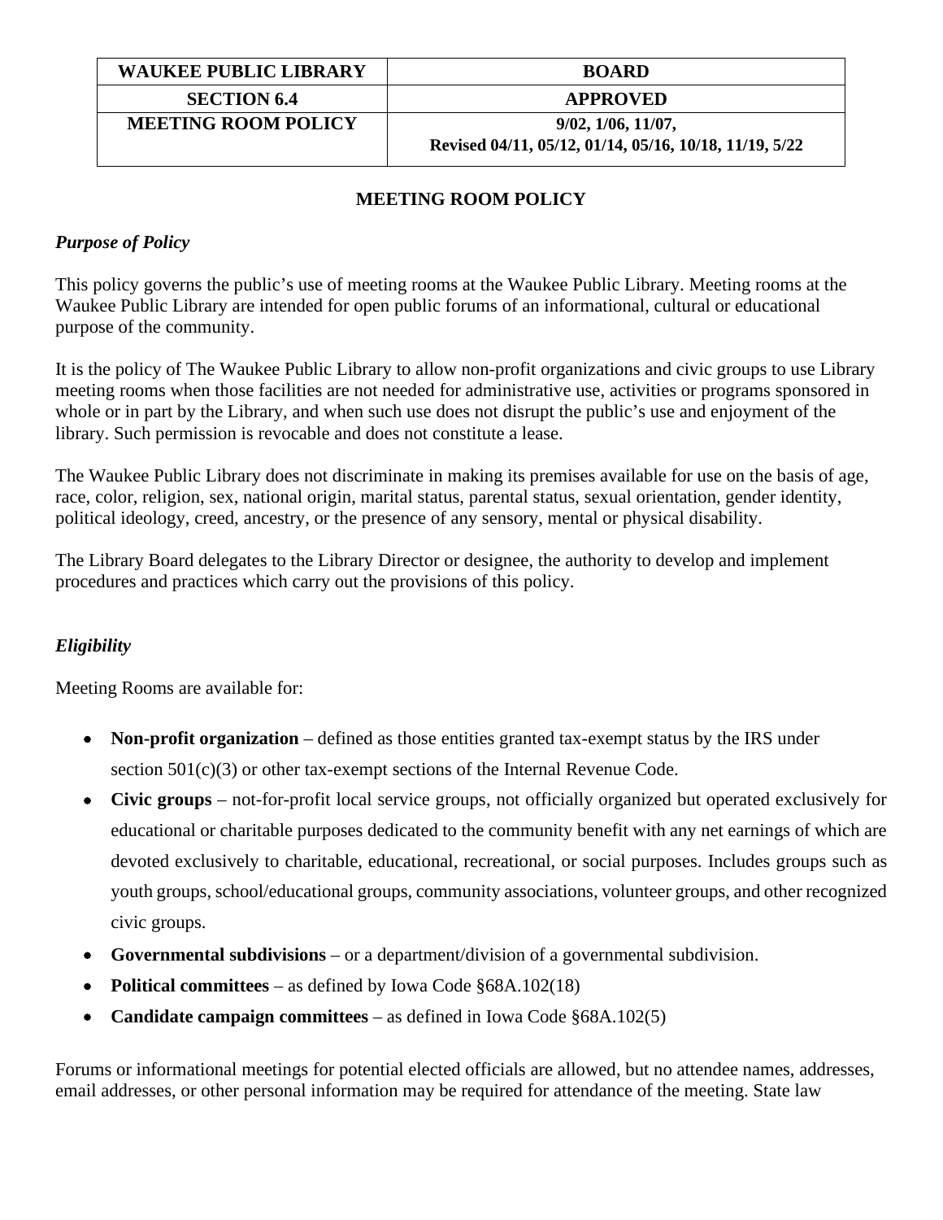| WAUKEE PUBLIC LIBRARY | BOARD |
|---|---|
| SECTION 6.4 | APPROVED |
| MEETING ROOM POLICY | 9/02, 1/06, 11/07, Revised 04/11, 05/12, 01/14, 05/16, 10/18, 11/19, 5/22 |

# MEETING ROOM POLICY

### *Purpose of Policy*

This policy governs the public's use of meeting rooms at the Waukee Public Library. Meeting rooms at the Waukee Public Library are intended for open public forums of an informational, cultural or educational purpose of the community.

It is the policy of The Waukee Public Library to allow non-profit organizations and civic groups to use Library meeting rooms when those facilities are not needed for administrative use, activities or programs sponsored in whole or in part by the Library, and when such use does not disrupt the public's use and enjoyment of the library. Such permission is revocable and does not constitute a lease.

The Waukee Public Library does not discriminate in making its premises available for use on the basis of age, race, color, religion, sex, national origin, marital status, parental status, sexual orientation, gender identity, political ideology, creed, ancestry, or the presence of any sensory, mental or physical disability.

The Library Board delegates to the Library Director or designee, the authority to develop and implement procedures and practices which carry out the provisions of this policy.

### *Eligibility*

Meeting Rooms are available for:

- **Non-profit organization** – defined as those entities granted tax-exempt status by the IRS under section 501(c)(3) or other tax-exempt sections of the Internal Revenue Code.
- **Civic groups** – not-for-profit local service groups, not officially organized but operated exclusively for educational or charitable purposes dedicated to the community benefit with any net earnings of which are devoted exclusively to charitable, educational, recreational, or social purposes. Includes groups such as youth groups, school/educational groups, community associations, volunteer groups, and other recognized civic groups.
- **Governmental subdivisions** – or a department/division of a governmental subdivision.
- **Political committees** – as defined by Iowa Code §68A.102(18)
- **Candidate campaign committees** – as defined in Iowa Code §68A.102(5)

Forums or informational meetings for potential elected officials are allowed, but no attendee names, addresses, email addresses, or other personal information may be required for attendance of the meeting. State law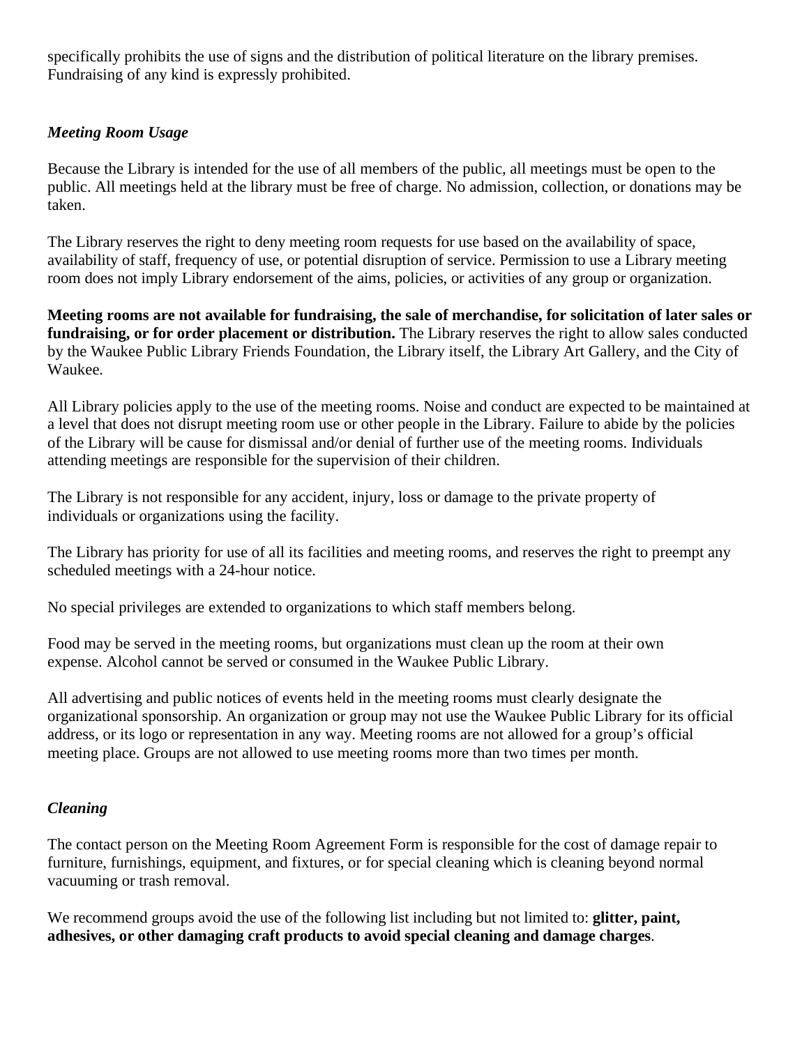specifically prohibits the use of signs and the distribution of political literature on the library premises. Fundraising of any kind is expressly prohibited.

### *Meeting Room Usage*

Because the Library is intended for the use of all members of the public, all meetings must be open to the public. All meetings held at the library must be free of charge. No admission, collection, or donations may be taken.

The Library reserves the right to deny meeting room requests for use based on the availability of space, availability of staff, frequency of use, or potential disruption of service. Permission to use a Library meeting room does not imply Library endorsement of the aims, policies, or activities of any group or organization.

**Meeting rooms are not available for fundraising, the sale of merchandise, for solicitation of later sales or fundraising, or for order placement or distribution.** The Library reserves the right to allow sales conducted by the Waukee Public Library Friends Foundation, the Library itself, the Library Art Gallery, and the City of Waukee.

All Library policies apply to the use of the meeting rooms. Noise and conduct are expected to be maintained at a level that does not disrupt meeting room use or other people in the Library. Failure to abide by the policies of the Library will be cause for dismissal and/or denial of further use of the meeting rooms. Individuals attending meetings are responsible for the supervision of their children.

The Library is not responsible for any accident, injury, loss or damage to the private property of individuals or organizations using the facility.

The Library has priority for use of all its facilities and meeting rooms, and reserves the right to preempt any scheduled meetings with a 24-hour notice.

No special privileges are extended to organizations to which staff members belong.

Food may be served in the meeting rooms, but organizations must clean up the room at their own expense. Alcohol cannot be served or consumed in the Waukee Public Library.

All advertising and public notices of events held in the meeting rooms must clearly designate the organizational sponsorship. An organization or group may not use the Waukee Public Library for its official address, or its logo or representation in any way. Meeting rooms are not allowed for a group's official meeting place. Groups are not allowed to use meeting rooms more than two times per month.

### *Cleaning*

The contact person on the Meeting Room Agreement Form is responsible for the cost of damage repair to furniture, furnishings, equipment, and fixtures, or for special cleaning which is cleaning beyond normal vacuuming or trash removal.

We recommend groups avoid the use of the following list including but not limited to: **glitter, paint, adhesives, or other damaging craft products to avoid special cleaning and damage charges**.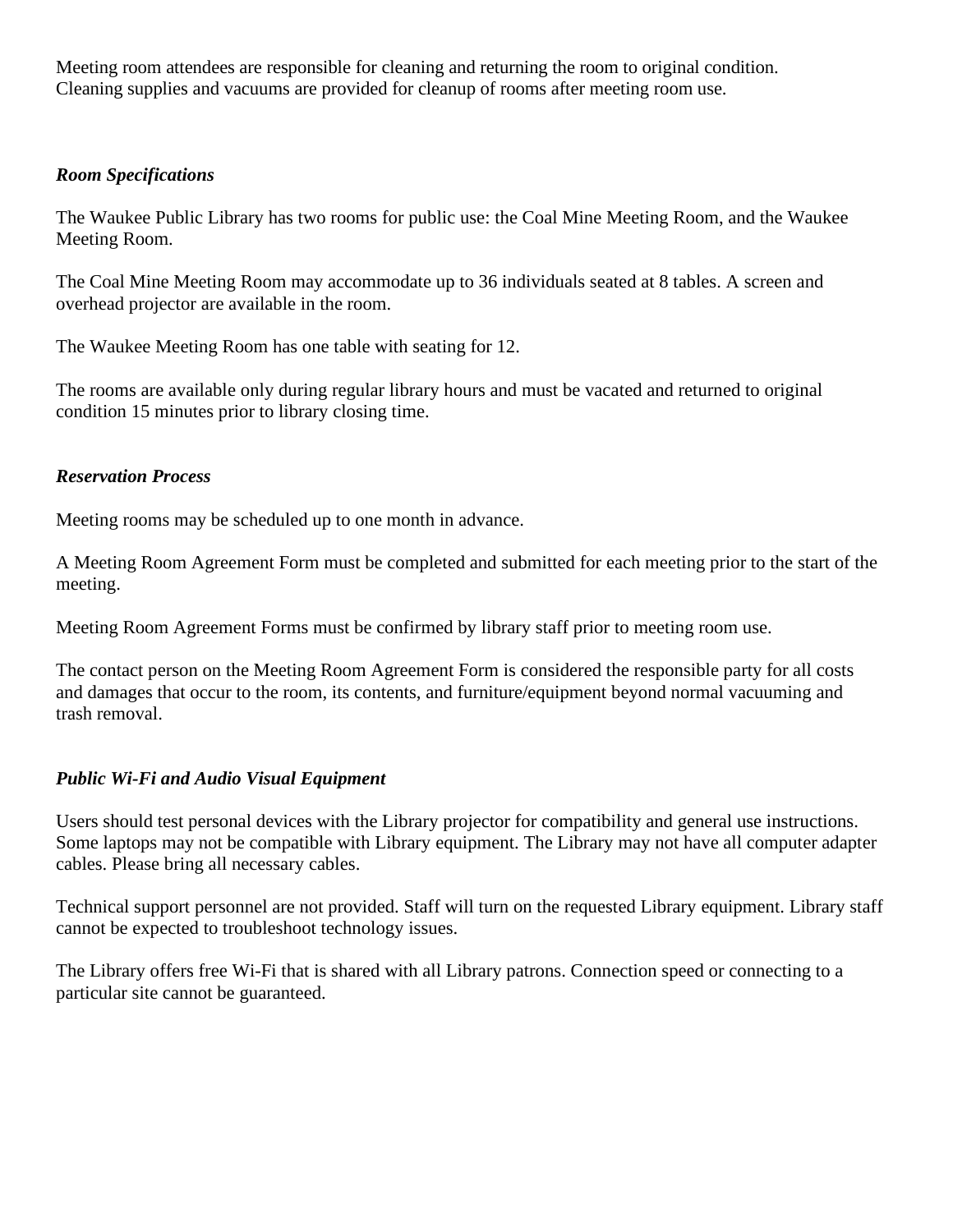Meeting room attendees are responsible for cleaning and returning the room to original condition. Cleaning supplies and vacuums are provided for cleanup of rooms after meeting room use.

***Room Specifications***

The Waukee Public Library has two rooms for public use: the Coal Mine Meeting Room, and the Waukee Meeting Room.

The Coal Mine Meeting Room may accommodate up to 36 individuals seated at 8 tables. A screen and overhead projector are available in the room.

The Waukee Meeting Room has one table with seating for 12.

The rooms are available only during regular library hours and must be vacated and returned to original condition 15 minutes prior to library closing time.

***Reservation Process***

Meeting rooms may be scheduled up to one month in advance.

A Meeting Room Agreement Form must be completed and submitted for each meeting prior to the start of the meeting.

Meeting Room Agreement Forms must be confirmed by library staff prior to meeting room use.

The contact person on the Meeting Room Agreement Form is considered the responsible party for all costs and damages that occur to the room, its contents, and furniture/equipment beyond normal vacuuming and trash removal.

***Public Wi-Fi and Audio Visual Equipment***

Users should test personal devices with the Library projector for compatibility and general use instructions. Some laptops may not be compatible with Library equipment. The Library may not have all computer adapter cables. Please bring all necessary cables.

Technical support personnel are not provided. Staff will turn on the requested Library equipment. Library staff cannot be expected to troubleshoot technology issues.

The Library offers free Wi-Fi that is shared with all Library patrons. Connection speed or connecting to a particular site cannot be guaranteed.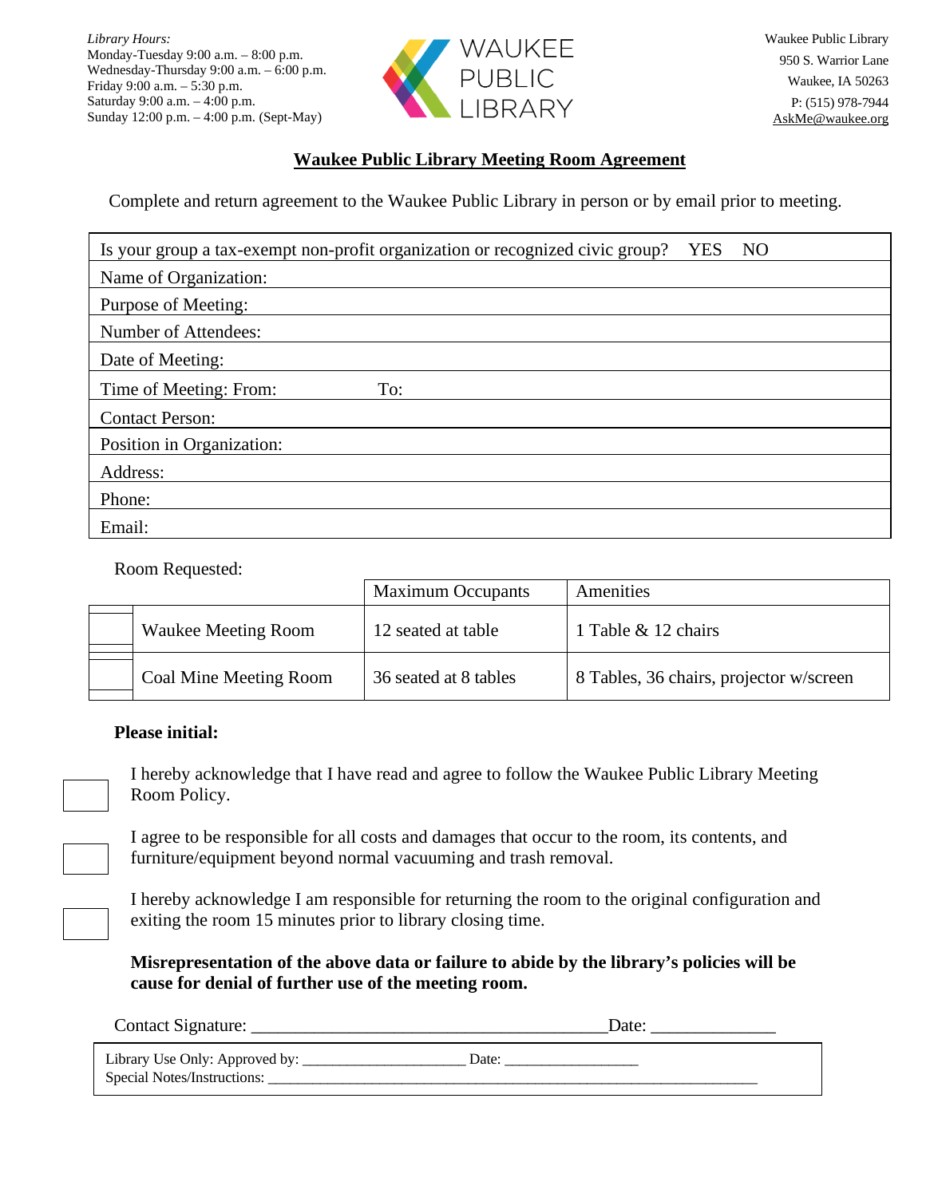*Library Hours:*
Monday-Tuesday 9:00 a.m. – 8:00 p.m.
Wednesday-Thursday 9:00 a.m. – 6:00 p.m.
Friday 9:00 a.m. – 5:30 p.m.
Saturday 9:00 a.m. – 4:00 p.m.
Sunday 12:00 p.m. – 4:00 p.m. (Sept-May)

WAUKEE PUBLIC LIBRARY

Waukee Public Library
950 S. Warrior Lane
Waukee, IA 50263
P: (515) 978-7944
AskMe@waukee.org

## Waukee Public Library Meeting Room Agreement

Complete and return agreement to the Waukee Public Library in person or by email prior to meeting.

| | |
|---|---|
| Is your group a tax-exempt non-profit organization or recognized civic group? YES NO | |
| Name of Organization: | |
| Purpose of Meeting: | |
| Number of Attendees: | |
| Date of Meeting: | |
| Time of Meeting: From: | To: |
| Contact Person: | |
| Position in Organization: | |
| Address: | |
| Phone: | |
| Email: | |

Room Requested:

| | | Maximum Occupants | Amenities |
|---|---|---|---|
| ☐ | Waukee Meeting Room | 12 seated at table | 1 Table & 12 chairs |
| ☐ | Coal Mine Meeting Room | 36 seated at 8 tables | 8 Tables, 36 chairs, projector w/screen |

**Please initial:**

☐ I hereby acknowledge that I have read and agree to follow the Waukee Public Library Meeting Room Policy.

☐ I agree to be responsible for all costs and damages that occur to the room, its contents, and furniture/equipment beyond normal vacuuming and trash removal.

☐ I hereby acknowledge I am responsible for returning the room to the original configuration and exiting the room 15 minutes prior to library closing time.

**Misrepresentation of the above data or failure to abide by the library's policies will be cause for denial of further use of the meeting room.**

Contact Signature: ________________________________________Date: ______________

Library Use Only: Approved by: ______________________ Date: __________________
Special Notes/Instructions: ____________________________________________________________________